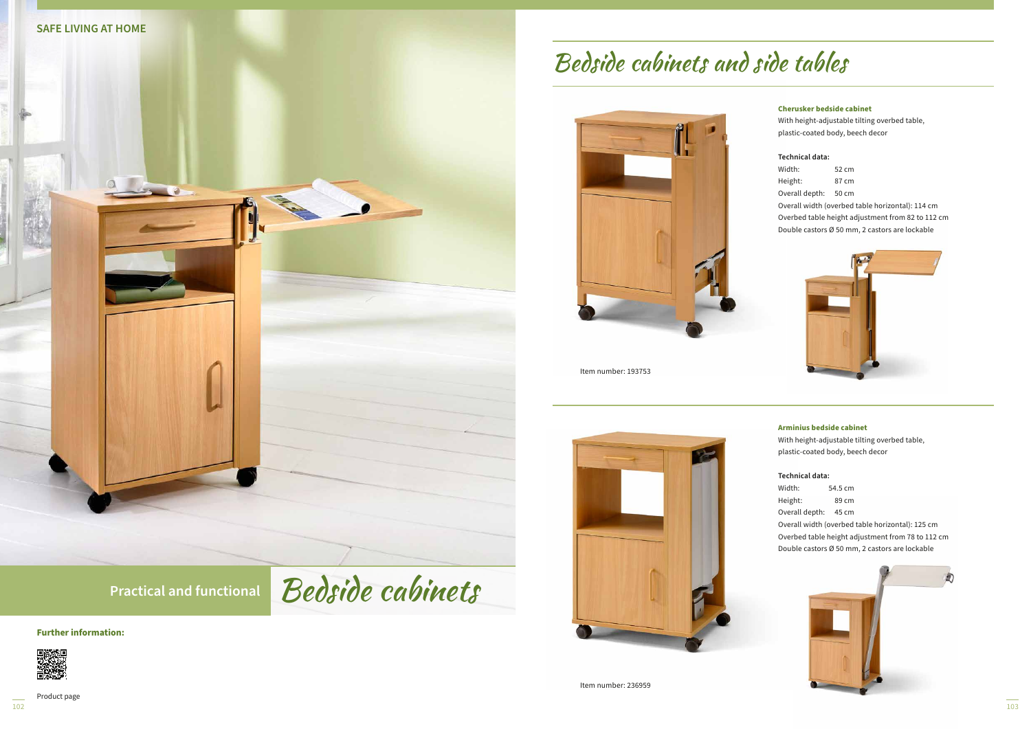SAFE LIVING AT HOME

Practical and functional *Bedside cabinets*

**Further information:**

Product page

# Bedside cabinets and side tables

Item number: 193753

**Cherusker bedside cabinet**

With height-adjustable tilting overbed table, plastic-coated body, beech decor

**Technical data:**

Width: 52 cm
Height: 87 cm
Overall depth: 50 cm
Overall width (overbed table horizontal): 114 cm
Overbed table height adjustment from 82 to 112 cm
Double castors Ø 50 mm, 2 castors are lockable

Item number: 236959

**Arminius bedside cabinet**

With height-adjustable tilting overbed table, plastic-coated body, beech decor

**Technical data:**

Width: 54.5 cm
Height: 89 cm
Overall depth: 45 cm
Overall width (overbed table horizontal): 125 cm
Overbed table height adjustment from 78 to 112 cm
Double castors Ø 50 mm, 2 castors are lockable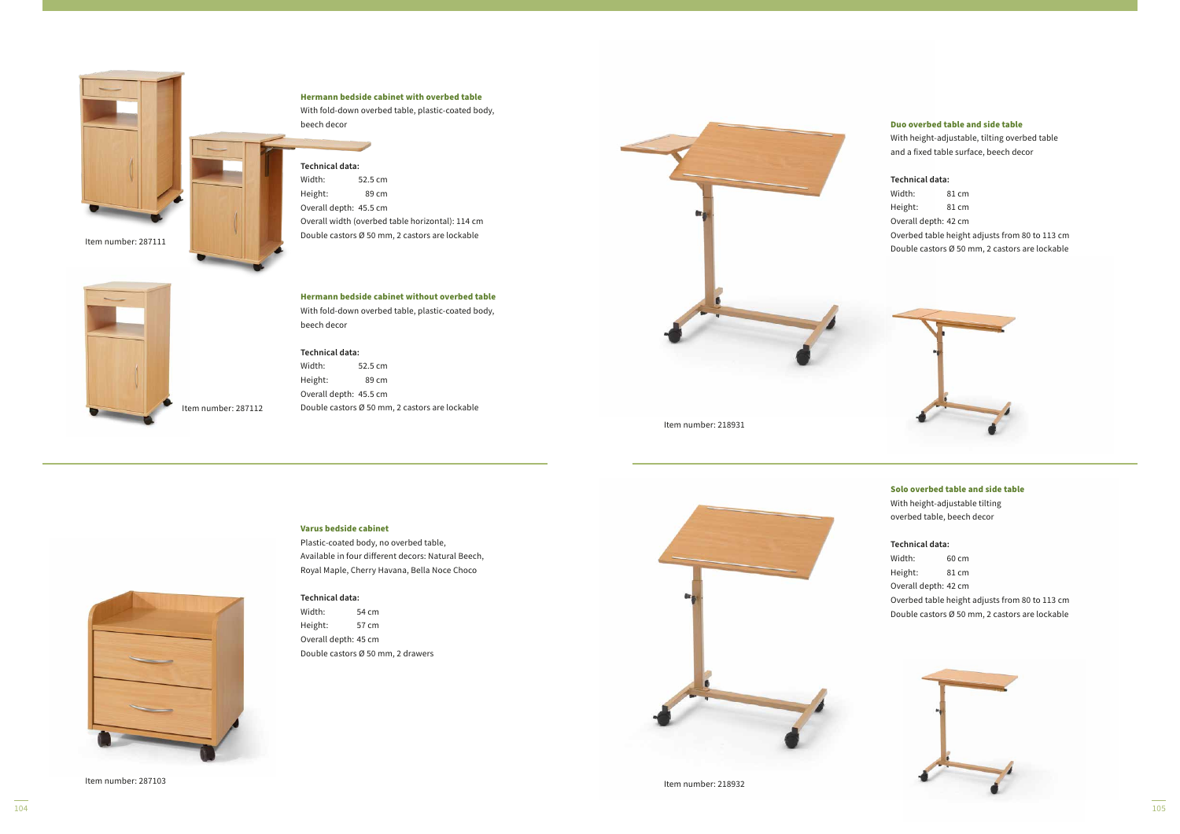### Hermann bedside cabinet with overbed table

With fold-down overbed table, plastic-coated body, beech decor

**Technical data:**

Width: 52.5 cm
Height: 89 cm
Overall depth: 45.5 cm
Overall width (overbed table horizontal): 114 cm
Double castors Ø 50 mm, 2 castors are lockable

Item number: 287111

### Hermann bedside cabinet without overbed table

With fold-down overbed table, plastic-coated body, beech decor

**Technical data:**

Width: 52.5 cm
Height: 89 cm
Overall depth: 45.5 cm
Double castors Ø 50 mm, 2 castors are lockable

Item number: 287112

### Varus bedside cabinet

Plastic-coated body, no overbed table,
Available in four different decors: Natural Beech, Royal Maple, Cherry Havana, Bella Noce Choco

**Technical data:**

Width: 54 cm
Height: 57 cm
Overall depth: 45 cm
Double castors Ø 50 mm, 2 drawers

Item number: 287103

### Duo overbed table and side table

With height-adjustable, tilting overbed table and a fixed table surface, beech decor

**Technical data:**

Width: 81 cm
Height: 81 cm
Overall depth: 42 cm
Overbed table height adjusts from 80 to 113 cm
Double castors Ø 50 mm, 2 castors are lockable

Item number: 218931

### Solo overbed table and side table

With height-adjustable tilting overbed table, beech decor

**Technical data:**

Width: 60 cm
Height: 81 cm
Overall depth: 42 cm
Overbed table height adjusts from 80 to 113 cm
Double castors Ø 50 mm, 2 castors are lockable

Item number: 218932